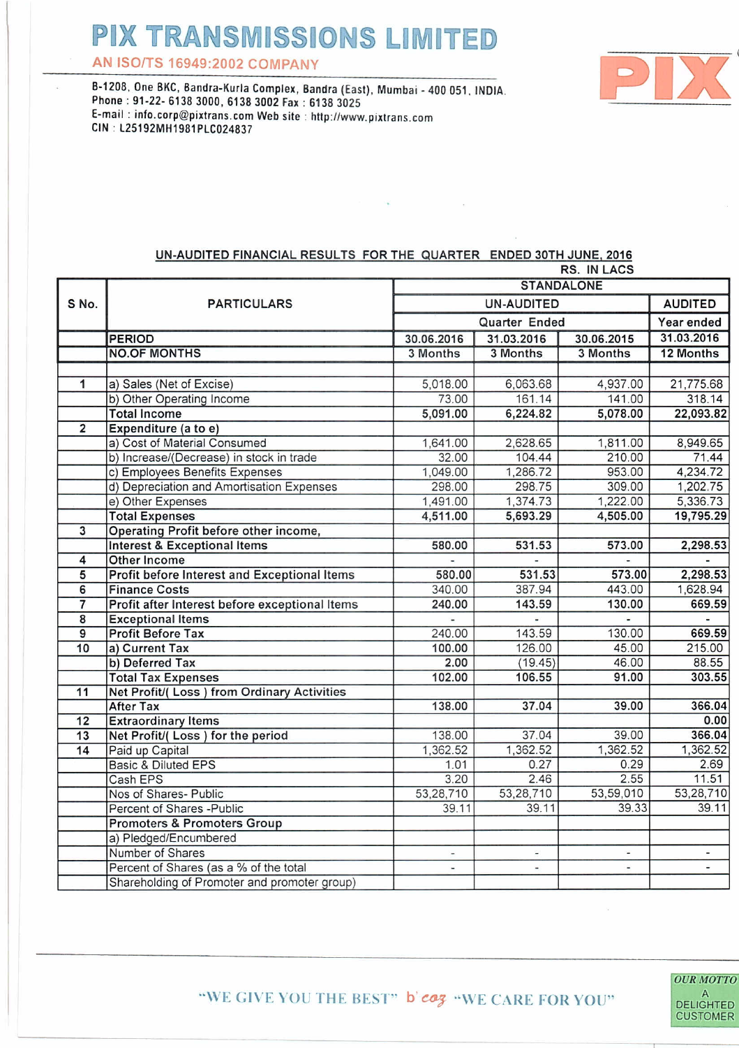# PIX TRANSMISSIONS LIMITED

AN ISO/TS 16949:2002 COMPANY

B-1208, One BKC, Bandra-Kurla Complex, Bandra (East), Mumbai - 400 051, INDIA.
Phone : 91-22- 6138 3000, 6138 3002 Fax : 6138 3025
E-mail : info.corp@pixtrans.com Web site : http://www.pixtrans.com
CIN : L25192MH1981PLC024837

## UN-AUDITED FINANCIAL RESULTS FOR THE QUARTER ENDED 30TH JUNE, 2016

RS. IN LACS

| S No. | PARTICULARS | STANDALONE | | | |
|---|---|---|---|---|---|
| | | UN-AUDITED | | | AUDITED |
| | | Quarter Ended | | | Year ended |
| | **PERIOD** | 30.06.2016 | 31.03.2016 | 30.06.2015 | 31.03.2016 |
| | **NO.OF MONTHS** | 3 Months | 3 Months | 3 Months | 12 Months |
| 1 | a) Sales (Net of Excise) | 5,018.00 | 6,063.68 | 4,937.00 | 21,775.68 |
| | b) Other Operating Income | 73.00 | 161.14 | 141.00 | 318.14 |
| | **Total Income** | **5,091.00** | **6,224.82** | **5,078.00** | **22,093.82** |
| 2 | **Expenditure (a to e)** | | | | |
| | a) Cost of Material Consumed | 1,641.00 | 2,628.65 | 1,811.00 | 8,949.65 |
| | b) Increase/(Decrease) in stock in trade | 32.00 | 104.44 | 210.00 | 71.44 |
| | c) Employees Benefits Expenses | 1,049.00 | 1,286.72 | 953.00 | 4,234.72 |
| | d) Depreciation and Amortisation Expenses | 298.00 | 298.75 | 309.00 | 1,202.75 |
| | e) Other Expenses | 1,491.00 | 1,374.73 | 1,222.00 | 5,336.73 |
| | **Total Expenses** | **4,511.00** | **5,693.29** | **4,505.00** | **19,795.29** |
| 3 | **Operating Profit before other income, Interest & Exceptional Items** | **580.00** | **531.53** | **573.00** | **2,298.53** |
| 4 | **Other Income** | - | - | - | - |
| 5 | **Profit before Interest and Exceptional Items** | **580.00** | **531.53** | **573.00** | **2,298.53** |
| 6 | **Finance Costs** | 340.00 | 387.94 | 443.00 | 1,628.94 |
| 7 | **Profit after Interest before exceptional Items** | **240.00** | **143.59** | **130.00** | **669.59** |
| 8 | **Exceptional Items** | - | - | - | - |
| 9 | **Profit Before Tax** | 240.00 | 143.59 | 130.00 | **669.59** |
| 10 | **a) Current Tax** | 100.00 | 126.00 | 45.00 | 215.00 |
| | **b) Deferred Tax** | 2.00 | (19.45) | 46.00 | 88.55 |
| | **Total Tax Expenses** | **102.00** | **106.55** | **91.00** | **303.55** |
| 11 | **Net Profit/( Loss ) from Ordinary Activities After Tax** | **138.00** | **37.04** | **39.00** | **366.04** |
| 12 | **Extraordinary Items** | | | | **0.00** |
| 13 | **Net Profit/( Loss ) for the period** | 138.00 | 37.04 | 39.00 | **366.04** |
| 14 | Paid up Capital | 1,362.52 | 1,362.52 | 1,362.52 | 1,362.52 |
| | Basic & Diluted EPS | 1.01 | 0.27 | 0.29 | 2.69 |
| | Cash EPS | 3.20 | 2.46 | 2.55 | 11.51 |
| | Nos of Shares- Public | 53,28,710 | 53,28,710 | 53,59,010 | 53,28,710 |
| | Percent of Shares -Public | 39.11 | 39.11 | 39.33 | 39.11 |
| | **Promoters & Promoters Group** | | | | |
| | a) Pledged/Encumbered | | | | |
| | Number of Shares | - | - | - | - |
| | Percent of Shares (as a % of the total | - | - | - | - |
| | Shareholding of Promoter and promoter group) | | | | |

"WE GIVE YOU THE BEST" b'caz "WE CARE FOR YOU"

OUR MOTTO A DELIGHTED CUSTOMER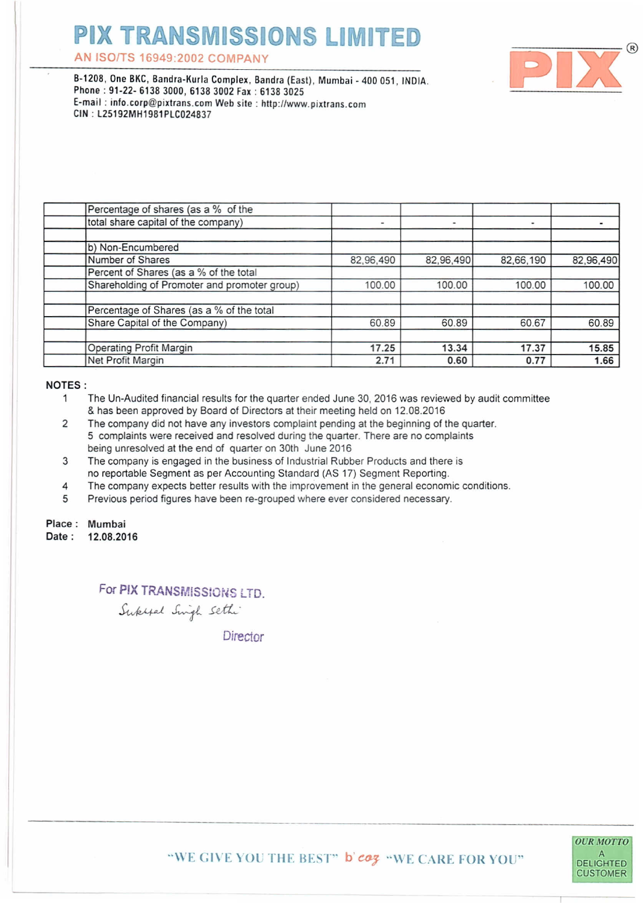# PIX TRANSMISSIONS LIMITED

AN ISO/TS 16949:2002 COMPANY

B-1208, One BKC, Bandra-Kurla Complex, Bandra (East), Mumbai - 400 051, INDIA.
Phone : 91-22- 6138 3000, 6138 3002 Fax : 6138 3025
E-mail : info.corp@pixtrans.com Web site : http://www.pixtrans.com
CIN : L25192MH1981PLC024837

| | | | | | |
|---|---|---|---|---|---|
| | Percentage of shares (as a % of the total share capital of the company) | - | - | - | - |
| | | | | | |
| | b) Non-Encumbered | | | | |
| | Number of Shares | 82,96,490 | 82,96,490 | 82,66,190 | 82,96,490 |
| | Percent of Shares (as a % of the total Shareholding of Promoter and promoter group) | 100.00 | 100.00 | 100.00 | 100.00 |
| | | | | | |
| | Percentage of Shares (as a % of the total Share Capital of the Company) | 60.89 | 60.89 | 60.67 | 60.89 |
| | | | | | |
| | Operating Profit Margin | **17.25** | **13.34** | **17.37** | **15.85** |
| | Net Profit Margin | **2.71** | **0.60** | **0.77** | **1.66** |

**NOTES :**

1. The Un-Audited financial results for the quarter ended June 30, 2016 was reviewed by audit committee & has been approved by Board of Directors at their meeting held on 12.08.2016
2. The company did not have any investors complaint pending at the beginning of the quarter. 5 complaints were received and resolved during the quarter. There are no complaints being unresolved at the end of quarter on 30th June 2016
3. The company is engaged in the business of Industrial Rubber Products and there is no reportable Segment as per Accounting Standard (AS 17) Segment Reporting.
4. The company expects better results with the improvement in the general economic conditions.
5. Previous period figures have been re-grouped where ever considered necessary.

**Place :** **Mumbai**
**Date :** **12.08.2016**

For PIX TRANSMISSIONS LTD.

Sukhpal Singh Sethi

Director

"WE GIVE YOU THE BEST" b'coz "WE CARE FOR YOU"

OUR MOTTO A DELIGHTED CUSTOMER